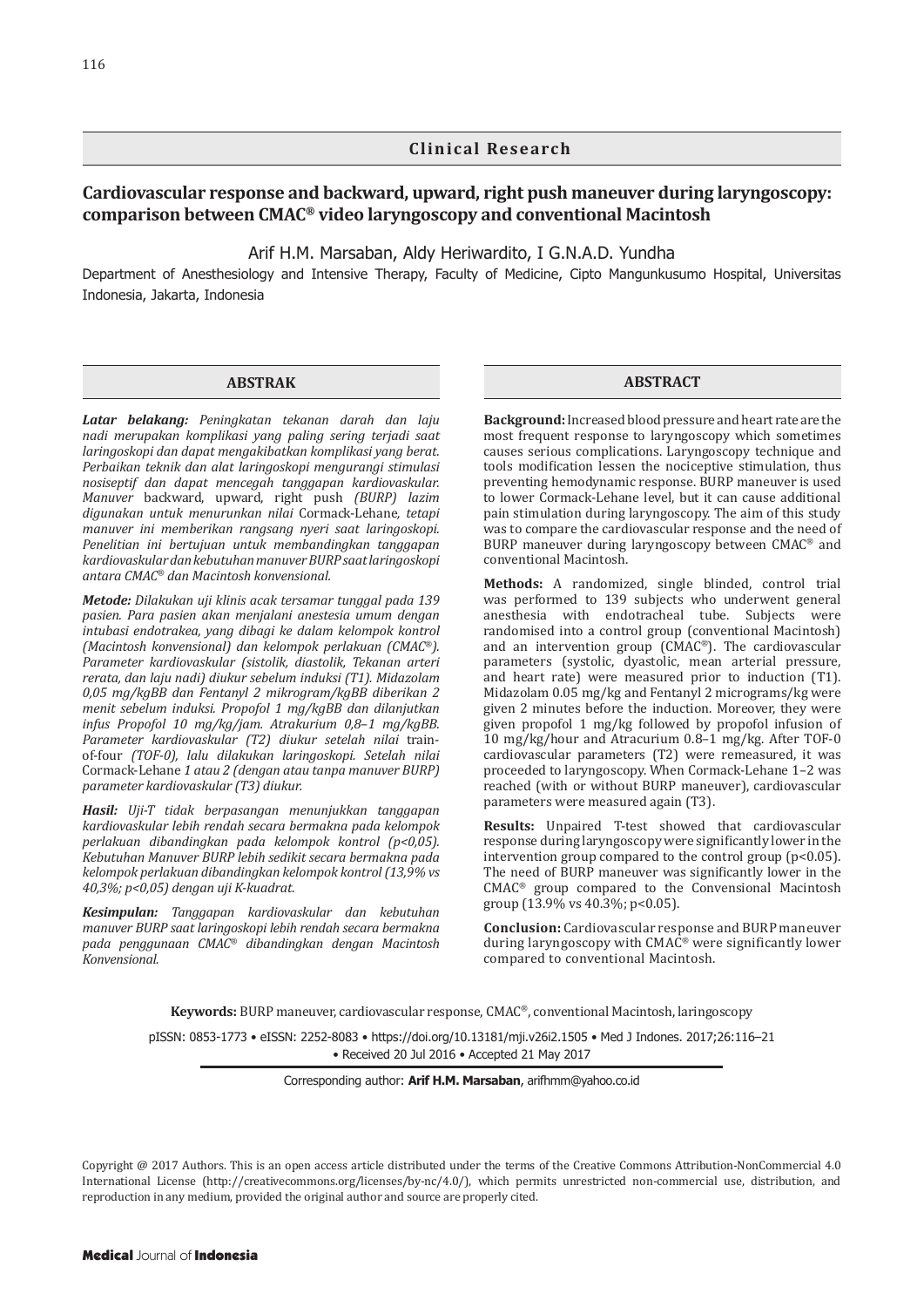Clinical Research

# Cardiovascular response and backward, upward, right push maneuver during laryngoscopy: comparison between CMAC® video laryngoscopy and conventional Macintosh

Arif H.M. Marsaban, Aldy Heriwardito, I G.N.A.D. Yundha

Department of Anesthesiology and Intensive Therapy, Faculty of Medicine, Cipto Mangunkusumo Hospital, Universitas Indonesia, Jakarta, Indonesia

## ABSTRAK

***Latar belakang:*** *Peningkatan tekanan darah dan laju nadi merupakan komplikasi yang paling sering terjadi saat laringoskopi dan dapat mengakibatkan komplikasi yang berat. Perbaikan teknik dan alat laringoskopi mengurangi stimulasi nosiseptif dan dapat mencegah tanggapan kardiovaskular. Manuver* backward, upward, right push *(BURP) lazim digunakan untuk menurunkan nilai* Cormack-Lehane*, tetapi manuver ini memberikan rangsang nyeri saat laringoskopi. Penelitian ini bertujuan untuk membandingkan tanggapan kardiovaskular dan kebutuhan manuver BURP saat laringoskopi antara CMAC® dan Macintosh konvensional.*

***Metode:*** *Dilakukan uji klinis acak tersamar tunggal pada 139 pasien. Para pasien akan menjalani anestesia umum dengan intubasi endotrakea, yang dibagi ke dalam kelompok kontrol (Macintosh konvensional) dan kelompok perlakuan (CMAC®). Parameter kardiovaskular (sistolik, diastolik, Tekanan arteri rerata, dan laju nadi) diukur sebelum induksi (T1). Midazolam 0,05 mg/kgBB dan Fentanyl 2 mikrogram/kgBB diberikan 2 menit sebelum induksi. Propofol 1 mg/kgBB dan dilanjutkan infus Propofol 10 mg/kg/jam. Atrakurium 0,8–1 mg/kgBB. Parameter kardiovaskular (T2) diukur setelah nilai* train-of-four *(TOF-0), lalu dilakukan laringoskopi. Setelah nilai* Cormack-Lehane *1 atau 2 (dengan atau tanpa manuver BURP) parameter kardiovaskular (T3) diukur.*

***Hasil:*** *Uji-T tidak berpasangan menunjukkan tanggapan kardiovaskular lebih rendah secara bermakna pada kelompok perlakuan dibandingkan pada kelompok kontrol (p<0,05). Kebutuhan Manuver BURP lebih sedikit secara bermakna pada kelompok perlakuan dibandingkan kelompok kontrol (13,9% vs 40,3%; p<0,05) dengan uji K-kuadrat.*

***Kesimpulan:*** *Tanggapan kardiovaskular dan kebutuhan manuver BURP saat laringoskopi lebih rendah secara bermakna pada penggunaan CMAC® dibandingkan dengan Macintosh Konvensional.*

## ABSTRACT

**Background:** Increased blood pressure and heart rate are the most frequent response to laryngoscopy which sometimes causes serious complications. Laryngoscopy technique and tools modification lessen the nociceptive stimulation, thus preventing hemodynamic response. BURP maneuver is used to lower Cormack-Lehane level, but it can cause additional pain stimulation during laryngoscopy. The aim of this study was to compare the cardiovascular response and the need of BURP maneuver during laryngoscopy between CMAC® and conventional Macintosh.

**Methods:** A randomized, single blinded, control trial was performed to 139 subjects who underwent general anesthesia with endotracheal tube. Subjects were randomised into a control group (conventional Macintosh) and an intervention group (CMAC®). The cardiovascular parameters (systolic, dyastolic, mean arterial pressure, and heart rate) were measured prior to induction (T1). Midazolam 0.05 mg/kg and Fentanyl 2 micrograms/kg were given 2 minutes before the induction. Moreover, they were given propofol 1 mg/kg followed by propofol infusion of 10 mg/kg/hour and Atracurium 0.8–1 mg/kg. After TOF-0 cardiovascular parameters (T2) were remeasured, it was proceeded to laryngoscopy. When Cormack-Lehane 1–2 was reached (with or without BURP maneuver), cardiovascular parameters were measured again (T3).

**Results:** Unpaired T-test showed that cardiovascular response during laryngoscopy were significantly lower in the intervention group compared to the control group (p<0.05). The need of BURP maneuver was significantly lower in the CMAC® group compared to the Convensional Macintosh group (13.9% vs 40.3%; p<0.05).

**Conclusion:** Cardiovascular response and BURP maneuver during laryngoscopy with CMAC® were significantly lower compared to conventional Macintosh.

**Keywords:** BURP maneuver, cardiovascular response, CMAC®, conventional Macintosh, laringoscopy

pISSN: 0853-1773 • eISSN: 2252-8083 • https://doi.org/10.13181/mji.v26i2.1505 • Med J Indones. 2017;26:116–21 • Received 20 Jul 2016 • Accepted 21 May 2017

Corresponding author: **Arif H.M. Marsaban**, arifhmm@yahoo.co.id

Copyright @ 2017 Authors. This is an open access article distributed under the terms of the Creative Commons Attribution-NonCommercial 4.0 International License (http://creativecommons.org/licenses/by-nc/4.0/), which permits unrestricted non-commercial use, distribution, and reproduction in any medium, provided the original author and source are properly cited.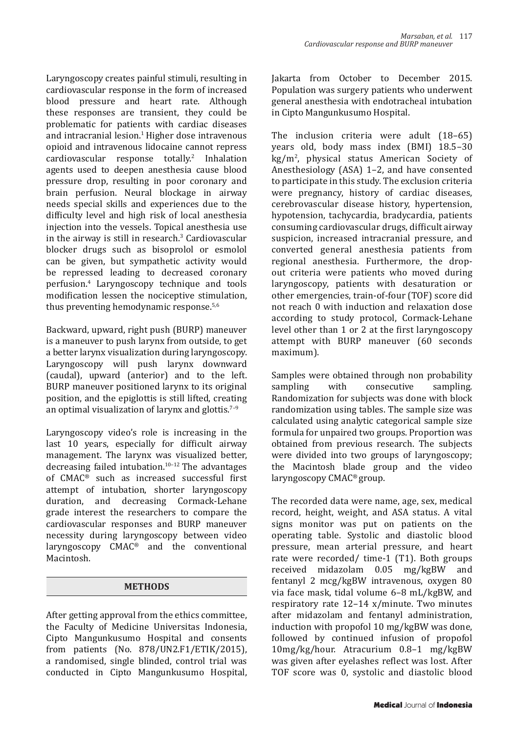Laryngoscopy creates painful stimuli, resulting in cardiovascular response in the form of increased blood pressure and heart rate. Although these responses are transient, they could be problematic for patients with cardiac diseases and intracranial lesion.[1] Higher dose intravenous opioid and intravenous lidocaine cannot repress cardiovascular response totally.[2] Inhalation agents used to deepen anesthesia cause blood pressure drop, resulting in poor coronary and brain perfusion. Neural blockage in airway needs special skills and experiences due to the difficulty level and high risk of local anesthesia injection into the vessels. Topical anesthesia use in the airway is still in research.[3] Cardiovascular blocker drugs such as bisoprolol or esmolol can be given, but sympathetic activity would be repressed leading to decreased coronary perfusion.[4] Laryngoscopy technique and tools modification lessen the nociceptive stimulation, thus preventing hemodynamic response.[5,6]

Backward, upward, right push (BURP) maneuver is a maneuver to push larynx from outside, to get a better larynx visualization during laryngoscopy. Laryngoscopy will push larynx downward (caudal), upward (anterior) and to the left. BURP maneuver positioned larynx to its original position, and the epiglottis is still lifted, creating an optimal visualization of larynx and glottis.[7–9]

Laryngoscopy video's role is increasing in the last 10 years, especially for difficult airway management. The larynx was visualized better, decreasing failed intubation.[10–12] The advantages of CMAC® such as increased successful first attempt of intubation, shorter laryngoscopy duration, and decreasing Cormack-Lehane grade interest the researchers to compare the cardiovascular responses and BURP maneuver necessity during laryngoscopy between video laryngoscopy CMAC® and the conventional Macintosh.

## METHODS

After getting approval from the ethics committee, the Faculty of Medicine Universitas Indonesia, Cipto Mangunkusumo Hospital and consents from patients (No. 878/UN2.F1/ETIK/2015), a randomised, single blinded, control trial was conducted in Cipto Mangunkusumo Hospital, Jakarta from October to December 2015. Population was surgery patients who underwent general anesthesia with endotracheal intubation in Cipto Mangunkusumo Hospital.

The inclusion criteria were adult (18–65) years old, body mass index (BMI) 18.5–30 kg/m$^2$, physical status American Society of Anesthesiology (ASA) 1–2, and have consented to participate in this study. The exclusion criteria were pregnancy, history of cardiac diseases, cerebrovascular disease history, hypertension, hypotension, tachycardia, bradycardia, patients consuming cardiovascular drugs, difficult airway suspicion, increased intracranial pressure, and converted general anesthesia patients from regional anesthesia. Furthermore, the drop-out criteria were patients who moved during laryngoscopy, patients with desaturation or other emergencies, train-of-four (TOF) score did not reach 0 with induction and relaxation dose according to study protocol, Cormack-Lehane level other than 1 or 2 at the first laryngoscopy attempt with BURP maneuver (60 seconds maximum).

Samples were obtained through non probability sampling with consecutive sampling. Randomization for subjects was done with block randomization using tables. The sample size was calculated using analytic categorical sample size formula for unpaired two groups. Proportion was obtained from previous research. The subjects were divided into two groups of laryngoscopy; the Macintosh blade group and the video laryngoscopy CMAC® group.

The recorded data were name, age, sex, medical record, height, weight, and ASA status. A vital signs monitor was put on patients on the operating table. Systolic and diastolic blood pressure, mean arterial pressure, and heart rate were recorded/ time-1 (T1). Both groups received midazolam 0.05 mg/kgBW and fentanyl 2 mcg/kgBW intravenous, oxygen 80 via face mask, tidal volume 6–8 mL/kgBW, and respiratory rate 12–14 x/minute. Two minutes after midazolam and fentanyl administration, induction with propofol 10 mg/kgBW was done, followed by continued infusion of propofol 10mg/kg/hour. Atracurium 0.8–1 mg/kgBW was given after eyelashes reflect was lost. After TOF score was 0, systolic and diastolic blood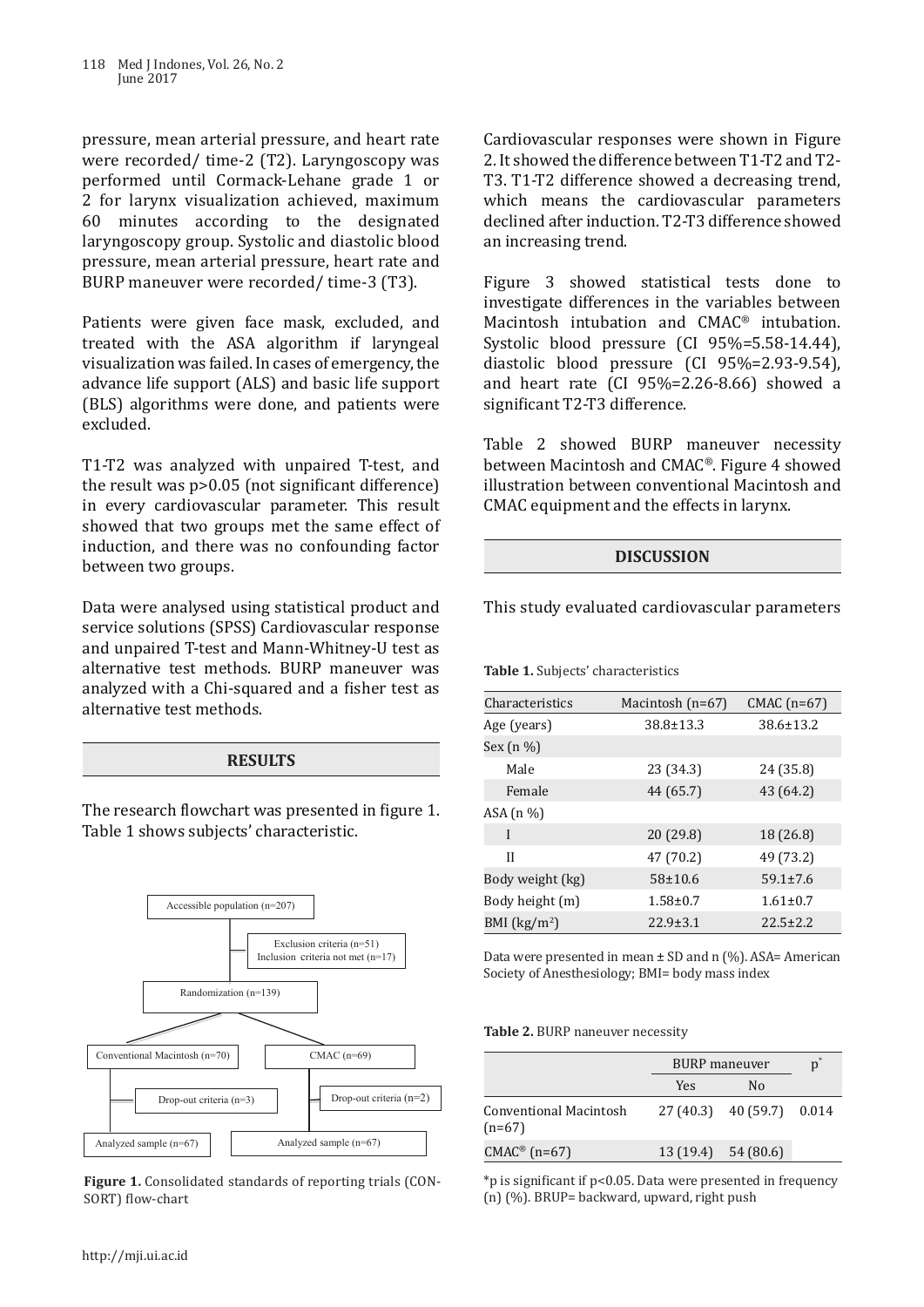pressure, mean arterial pressure, and heart rate were recorded/ time-2 (T2). Laryngoscopy was performed until Cormack-Lehane grade 1 or 2 for larynx visualization achieved, maximum 60 minutes according to the designated laryngoscopy group. Systolic and diastolic blood pressure, mean arterial pressure, heart rate and BURP maneuver were recorded/ time-3 (T3).

Patients were given face mask, excluded, and treated with the ASA algorithm if laryngeal visualization was failed. In cases of emergency, the advance life support (ALS) and basic life support (BLS) algorithms were done, and patients were excluded.

T1-T2 was analyzed with unpaired T-test, and the result was p>0.05 (not significant difference) in every cardiovascular parameter. This result showed that two groups met the same effect of induction, and there was no confounding factor between two groups.

Data were analysed using statistical product and service solutions (SPSS) Cardiovascular response and unpaired T-test and Mann-Whitney-U test as alternative test methods. BURP maneuver was analyzed with a Chi-squared and a fisher test as alternative test methods.

## RESULTS

The research flowchart was presented in figure 1. Table 1 shows subjects' characteristic.

- Accessible population (n=207)
  - Exclusion criteria (n=51)
  - Inclusion criteria not met (n=17)
- Randomization (n=139)
  - Conventional Macintosh (n=70)
    - Drop-out criteria (n=3)
    - Analyzed sample (n=67)
  - CMAC (n=69)
    - Drop-out criteria (n=2)
    - Analyzed sample (n=67)

**Figure 1.** Consolidated standards of reporting trials (CONSORT) flow-chart

Cardiovascular responses were shown in Figure 2. It showed the difference between T1-T2 and T2-T3. T1-T2 difference showed a decreasing trend, which means the cardiovascular parameters declined after induction. T2-T3 difference showed an increasing trend.

Figure 3 showed statistical tests done to investigate differences in the variables between Macintosh intubation and CMAC® intubation. Systolic blood pressure (CI 95%=5.58-14.44), diastolic blood pressure (CI 95%=2.93-9.54), and heart rate (CI 95%=2.26-8.66) showed a significant T2-T3 difference.

Table 2 showed BURP maneuver necessity between Macintosh and CMAC®. Figure 4 showed illustration between conventional Macintosh and CMAC equipment and the effects in larynx.

## DISCUSSION

This study evaluated cardiovascular parameters

**Table 1.** Subjects' characteristics

| Characteristics | Macintosh (n=67) | CMAC (n=67) |
|---|---|---|
| Age (years) | 38.8±13.3 | 38.6±13.2 |
| Sex (n %) | | |
| Male | 23 (34.3) | 24 (35.8) |
| Female | 44 (65.7) | 43 (64.2) |
| ASA (n %) | | |
| I | 20 (29.8) | 18 (26.8) |
| II | 47 (70.2) | 49 (73.2) |
| Body weight (kg) | 58±10.6 | 59.1±7.6 |
| Body height (m) | 1.58±0.7 | 1.61±0.7 |
| BMI (kg/m$^2$) | 22.9±3.1 | 22.5±2.2 |

Data were presented in mean ± SD and n (%). ASA= American Society of Anesthesiology; BMI= body mass index

**Table 2.** BURP naneuver necessity

| | BURP maneuver | | p* |
|---|---|---|---|
| | Yes | No | |
| Conventional Macintosh (n=67) | 27 (40.3) | 40 (59.7) | 0.014 |
| CMAC® (n=67) | 13 (19.4) | 54 (80.6) | |

*p is significant if p<0.05. Data were presented in frequency (n) (%). BRUP= backward, upward, right push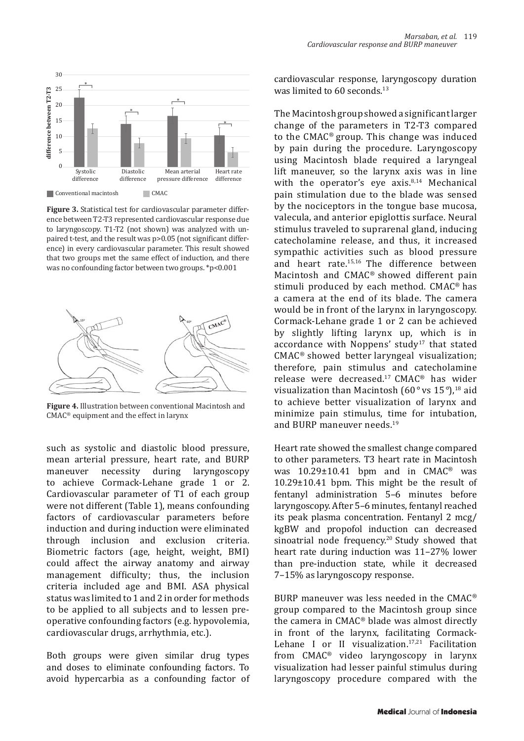**Figure 3.** Statistical test for cardiovascular parameter difference between T2-T3 represented cardiovascular response due to laryngoscopy. T1-T2 (not shown) was analyzed with unpaired t-test, and the result was p>0.05 (not significant difference) in every cardiovascular parameter. This result showed that two groups met the same effect of induction, and there was no confounding factor between two groups. *p<0.001

**Figure 4.** Illustration between conventional Macintosh and CMAC® equipment and the effect in larynx

such as systolic and diastolic blood pressure, mean arterial pressure, heart rate, and BURP maneuver necessity during laryngoscopy to achieve Cormack-Lehane grade 1 or 2. Cardiovascular parameter of T1 of each group were not different (Table 1), means confounding factors of cardiovascular parameters before induction and during induction were eliminated through inclusion and exclusion criteria. Biometric factors (age, height, weight, BMI) could affect the airway anatomy and airway management difficulty; thus, the inclusion criteria included age and BMI. ASA physical status was limited to 1 and 2 in order for methods to be applied to all subjects and to lessen preoperative confounding factors (e.g. hypovolemia, cardiovascular drugs, arrhythmia, etc.).

Both groups were given similar drug types and doses to eliminate confounding factors. To avoid hypercarbia as a confounding factor of cardiovascular response, laryngoscopy duration was limited to 60 seconds.[13]

The Macintosh group showed a significant larger change of the parameters in T2-T3 compared to the CMAC® group. This change was induced by pain during the procedure. Laryngoscopy using Macintosh blade required a laryngeal lift maneuver, so the larynx axis was in line with the operator's eye axis.[8,14] Mechanical pain stimulation due to the blade was sensed by the nociceptors in the tongue base mucosa, valecula, and anterior epiglottis surface. Neural stimulus traveled to suprarenal gland, inducing catecholamine release, and thus, it increased sympathetic activities such as blood pressure and heart rate.[15,16] The difference between Macintosh and CMAC® showed different pain stimuli produced by each method. CMAC® has a camera at the end of its blade. The camera would be in front of the larynx in laryngoscopy. Cormack-Lehane grade 1 or 2 can be achieved by slightly lifting larynx up, which is in accordance with Noppens' study[17] that stated CMAC® showed better laryngeal visualization; therefore, pain stimulus and catecholamine release were decreased.[17] CMAC® has wider visualization than Macintosh (60° vs 15°),[18] aid to achieve better visualization of larynx and minimize pain stimulus, time for intubation, and BURP maneuver needs.[19]

Heart rate showed the smallest change compared to other parameters. T3 heart rate in Macintosh was 10.29±10.41 bpm and in CMAC® was 10.29±10.41 bpm. This might be the result of fentanyl administration 5–6 minutes before laryngoscopy. After 5–6 minutes, fentanyl reached its peak plasma concentration. Fentanyl 2 mcg/kgBW and propofol induction can decreased sinoatrial node frequency.[20] Study showed that heart rate during induction was 11–27% lower than pre-induction state, while it decreased 7–15% as laryngoscopy response.

BURP maneuver was less needed in the CMAC® group compared to the Macintosh group since the camera in CMAC® blade was almost directly in front of the larynx, facilitating Cormack-Lehane I or II visualization.[17,21] Facilitation from CMAC® video laryngoscopy in larynx visualization had lesser painful stimulus during laryngoscopy procedure compared with the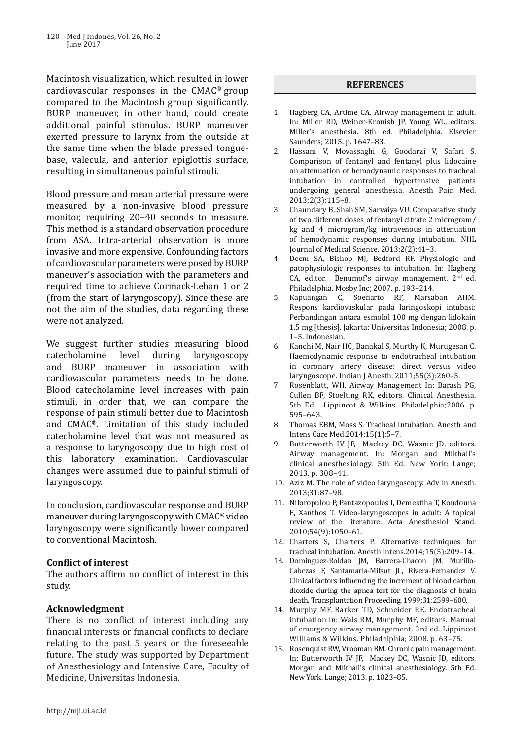Macintosh visualization, which resulted in lower cardiovascular responses in the CMAC® group compared to the Macintosh group significantly. BURP maneuver, in other hand, could create additional painful stimulus. BURP maneuver exerted pressure to larynx from the outside at the same time when the blade pressed tongue-base, valecula, and anterior epiglottis surface, resulting in simultaneous painful stimuli.

Blood pressure and mean arterial pressure were measured by a non-invasive blood pressure monitor, requiring 20–40 seconds to measure. This method is a standard observation procedure from ASA. Intra-arterial observation is more invasive and more expensive. Confounding factors of cardiovascular parameters were posed by BURP maneuver's association with the parameters and required time to achieve Cormack-Lehan 1 or 2 (from the start of laryngoscopy). Since these are not the aim of the studies, data regarding these were not analyzed.

We suggest further studies measuring blood catecholamine level during laryngoscopy and BURP maneuver in association with cardiovascular parameters needs to be done. Blood catecholamine level increases with pain stimuli, in order that, we can compare the response of pain stimuli better due to Macintosh and CMAC®. Limitation of this study included catecholamine level that was not measured as a response to laryngoscopy due to high cost of this laboratory examination. Cardiovascular changes were assumed due to painful stimuli of laryngoscopy.

In conclusion, cardiovascular response and BURP maneuver during laryngoscopy with CMAC® video laryngoscopy were significantly lower compared to conventional Macintosh.

### Conflict of interest

The authors affirm no conflict of interest in this study.

### Acknowledgment

There is no conflict of interest including any financial interests or financial conflicts to declare relating to the past 5 years or the foreseeable future. The study was supported by Department of Anesthesiology and Intensive Care, Faculty of Medicine, Universitas Indonesia.

## REFERENCES

1. Hagberg CA, Artime CA. Airway management in adult. In: Miller RD, Weiner-Kronish JP, Young WL, editors. Miller's anesthesia. 8th ed. Philadelphia. Elsevier Saunders; 2015. p. 1647–83.
2. Hassani V, Movassaghi G, Goodarzi V, Safari S. Comparison of fentanyl and fentanyl plus lidocaine on attenuation of hemodynamic responses to tracheal intubation in controlled hypertensive patients undergoing general anesthesia. Anesth Pain Med. 2013;2(3):115–8.
3. Chaundary B, Shah SM, Sarvaiya VU. Comparative study of two different doses of fentanyl citrate 2 microgram/kg and 4 microgram/kg intravenous in attenuation of hemodynamic responses during intubation. NHL Journal of Medical Science. 2013;2(2):41–3.
4. Deem SA, Bishop MJ, Bedford RF. Physiologic and patophysiologic responses to intubation. In: Hagberg CA, editor. Benumof's airway management. 2nd ed. Philadelphia. Mosby Inc; 2007. p. 193–214.
5. Kapuangan C, Soenarto RF, Marsaban AHM. Respons kardiovaskular pada laringoskopi intubasi: Perbandingan antara esmolol 100 mg dengan lidokain 1.5 mg [thesis]. Jakarta: Universitas Indonesia; 2008. p. 1–5. Indonesian.
6. Kanchi M, Nair HC, Banakal S, Murthy K, Murugesan C. Haemodynamic response to endotracheal intubation in coronary artery disease: direct versus video laryngoscope. Indian J Anesth. 2011;55(3):260–5.
7. Rosenblatt, WH. Airway Management In: Barash PG, Cullen BF, Stoelting RK, editors. Clinical Anesthesia. 5th Ed. Lippincot & Wilkins. Philadelphia;2006. p. 595–643.
8. Thomas EBM, Moss S. Tracheal intubation. Anesth and Intens Care Med.2014;15(1):5–7.
9. Butterworth IV JF, Mackey DC, Wasnic JD, editors. Airway management. In: Morgan and Mikhail's clinical anesthesiology. 5th Ed. New York: Lange; 2013. p. 308–41.
10. Aziz M. The role of video laryngoscopy. Adv in Anesth. 2013;31:87–98.
11. Niforopulou P, Pantazopoulos I, Demestiha T, Koudouna E, Xanthos T. Video-laryngoscopes in adult: A topical review of the literature. Acta Anesthesiol Scand. 2010;54(9):1050–61.
12. Charters S, Charters P. Alternative techniques for tracheal intubation. Anesth Intens.2014;15(5):209–14.
13. Dominguez-Roldan JM, Barrera-Chacon JM, Murillo-Cabezas F, Santamaria-Mifsut JL, Rivera-Fernandez V. Clinical factors influencing the increment of blood carbon dioxide during the apnea test for the diagnosis of brain death. Transplantation Proceeding. 1999;31:2599–600.
14. Murphy MF, Barker TD, Schneider RE. Endotracheal intubation in: Wals RM, Murphy MF, editors. Manual of emergency airway management. 3rd ed. Lippincot Williams & Wilkins. Philadelphia; 2008. p. 63–75.
15. Rosenquist RW, Vrooman BM. Chronic pain management. In: Butterworth IV JF, Mackey DC, Wasnic JD, editors. Morgan and Mikhail's clinical anesthesiology. 5th Ed. New York. Lange; 2013. p. 1023–85.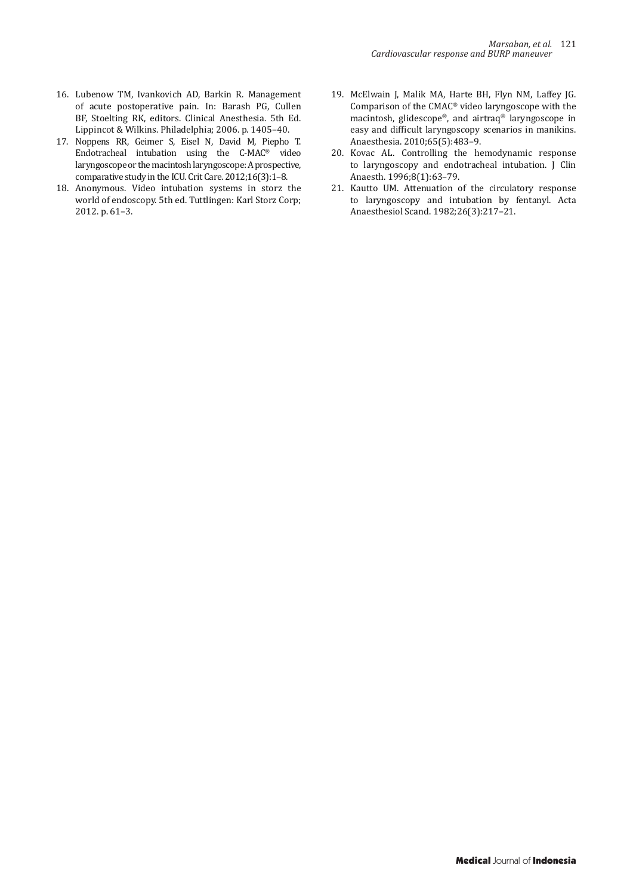16. Lubenow TM, Ivankovich AD, Barkin R. Management of acute postoperative pain. In: Barash PG, Cullen BF, Stoelting RK, editors. Clinical Anesthesia. 5th Ed. Lippincot & Wilkins. Philadelphia; 2006. p. 1405–40.
17. Noppens RR, Geimer S, Eisel N, David M, Piepho T. Endotracheal intubation using the C-MAC® video laryngoscope or the macintosh laryngoscope: A prospective, comparative study in the ICU. Crit Care. 2012;16(3):1–8.
18. Anonymous. Video intubation systems in storz the world of endoscopy. 5th ed. Tuttlingen: Karl Storz Corp; 2012. p. 61–3.
19. McElwain J, Malik MA, Harte BH, Flyn NM, Laffey JG. Comparison of the CMAC® video laryngoscope with the macintosh, glidescope®, and airtraq® laryngoscope in easy and difficult laryngoscopy scenarios in manikins. Anaesthesia. 2010;65(5):483–9.
20. Kovac AL. Controlling the hemodynamic response to laryngoscopy and endotracheal intubation. J Clin Anaesth. 1996;8(1):63–79.
21. Kautto UM. Attenuation of the circulatory response to laryngoscopy and intubation by fentanyl. Acta Anaesthesiol Scand. 1982;26(3):217–21.